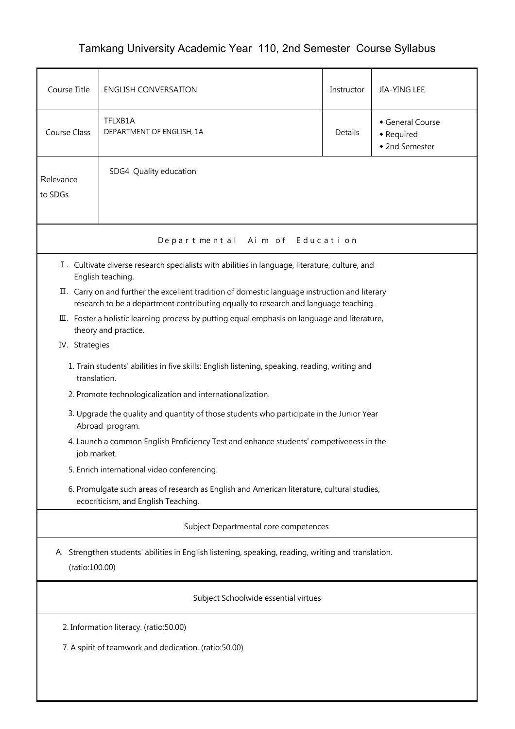# Tamkang University Academic Year 110, 2nd Semester Course Syllabus

| Course Title | ENGLISH CONVERSATION | Instructor | JIA-YING LEE |
|---|---|---|---|
| Course Class | TFLXB1A<br>DEPARTMENT OF ENGLISH, 1A | Details | ◆ General Course<br>◆ Required<br>◆ 2nd Semester |
| Relevance to SDGs | SDG4 Quality education | | |

## Departmental Aim of Education

Ⅰ. Cultivate diverse research specialists with abilities in language, literature, culture, and English teaching.

Ⅱ. Carry on and further the excellent tradition of domestic language instruction and literary research to be a department contributing equally to research and language teaching.

Ⅲ. Foster a holistic learning process by putting equal emphasis on language and literature, theory and practice.

IV. Strategies

1. Train students' abilities in five skills: English listening, speaking, reading, writing and translation.
2. Promote technologicalization and internationalization.
3. Upgrade the quality and quantity of those students who participate in the Junior Year Abroad program.
4. Launch a common English Proficiency Test and enhance students' competiveness in the job market.
5. Enrich international video conferencing.
6. Promulgate such areas of research as English and American literature, cultural studies, ecocriticism, and English Teaching.

## Subject Departmental core competences

A. Strengthen students' abilities in English listening, speaking, reading, writing and translation. (ratio:100.00)

## Subject Schoolwide essential virtues

2. Information literacy. (ratio:50.00)

7. A spirit of teamwork and dedication. (ratio:50.00)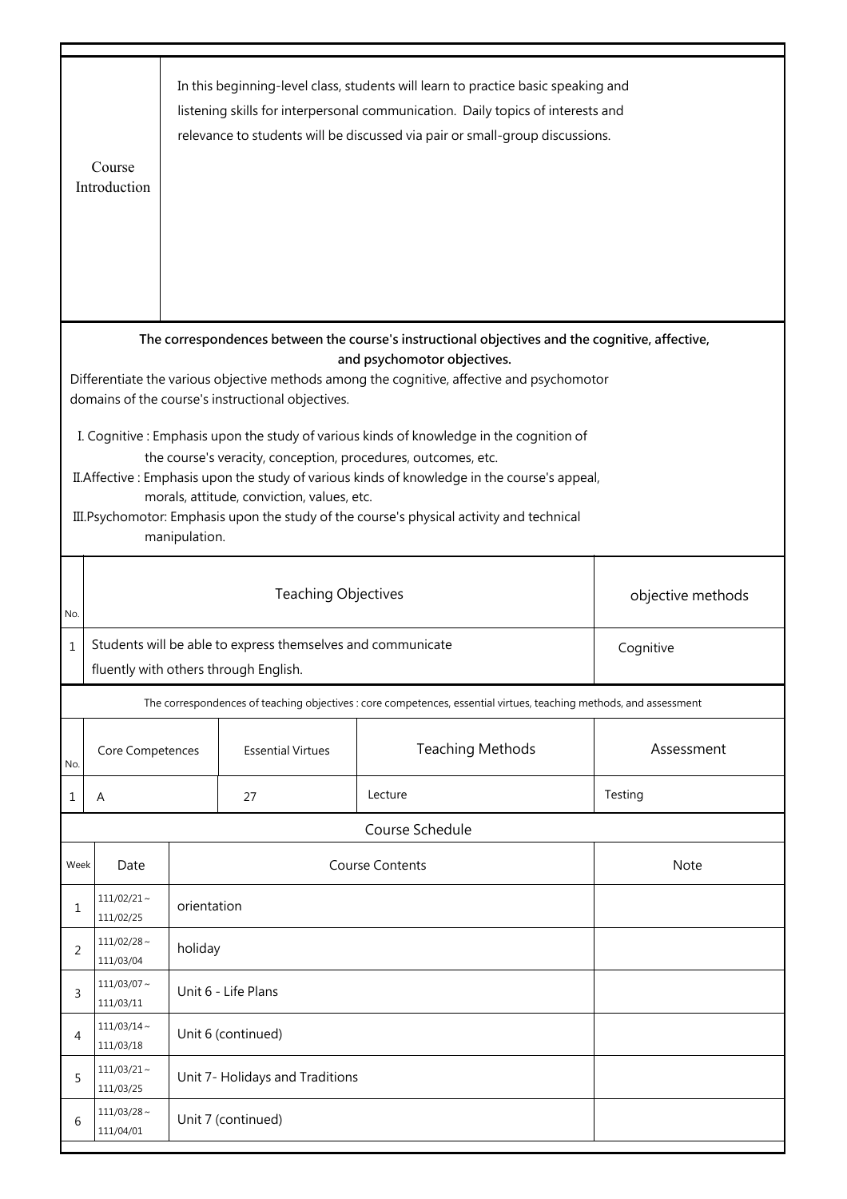| Course Introduction | In this beginning-level class, students will learn to practice basic speaking and listening skills for interpersonal communication. Daily topics of interests and relevance to students will be discussed via pair or small-group discussions. |
|---|---|

**The correspondences between the course's instructional objectives and the cognitive, affective, and psychomotor objectives.**

Differentiate the various objective methods among the cognitive, affective and psychomotor domains of the course's instructional objectives.

I. Cognitive : Emphasis upon the study of various kinds of knowledge in the cognition of the course's veracity, conception, procedures, outcomes, etc.

II.Affective : Emphasis upon the study of various kinds of knowledge in the course's appeal, morals, attitude, conviction, values, etc.

III.Psychomotor: Emphasis upon the study of the course's physical activity and technical manipulation.

| No. | Teaching Objectives | objective methods |
|---|---|---|
| 1 | Students will be able to express themselves and communicate fluently with others through English. | Cognitive |

The correspondences of teaching objectives : core competences, essential virtues, teaching methods, and assessment

| No. | Core Competences | Essential Virtues | Teaching Methods | Assessment |
|---|---|---|---|---|
| 1 | A | 27 | Lecture | Testing |

Course Schedule

| Week | Date | Course Contents | Note |
|---|---|---|---|
| 1 | 111/02/21～111/02/25 | orientation | |
| 2 | 111/02/28～111/03/04 | holiday | |
| 3 | 111/03/07～111/03/11 | Unit 6 - Life Plans | |
| 4 | 111/03/14～111/03/18 | Unit 6 (continued) | |
| 5 | 111/03/21～111/03/25 | Unit 7- Holidays and Traditions | |
| 6 | 111/03/28～111/04/01 | Unit 7 (continued) | |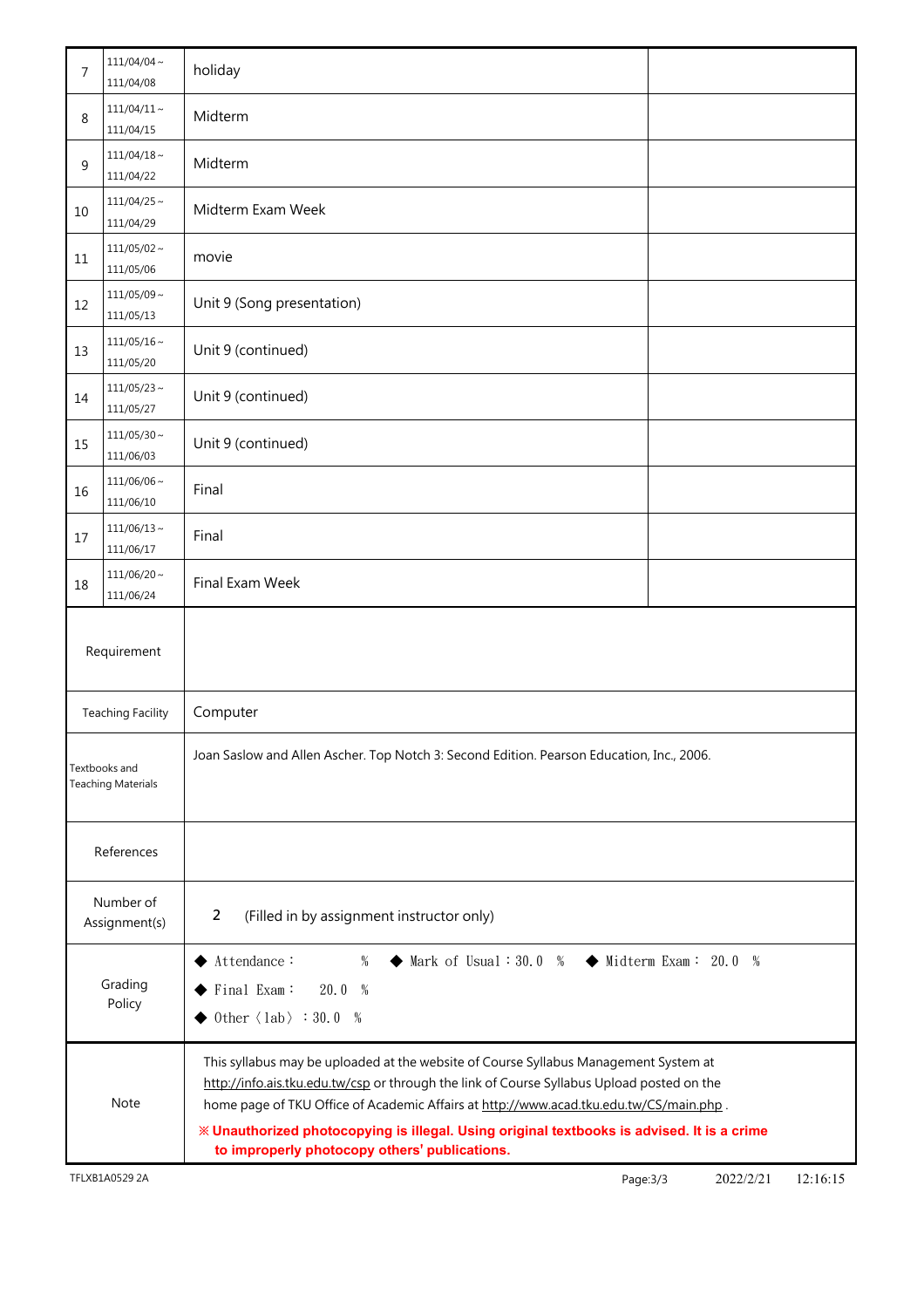| | | | |
|---|---|---|---|
| 7 | 111/04/04～111/04/08 | holiday | |
| 8 | 111/04/11～111/04/15 | Midterm | |
| 9 | 111/04/18～111/04/22 | Midterm | |
| 10 | 111/04/25～111/04/29 | Midterm Exam Week | |
| 11 | 111/05/02～111/05/06 | movie | |
| 12 | 111/05/09～111/05/13 | Unit 9 (Song presentation) | |
| 13 | 111/05/16～111/05/20 | Unit 9 (continued) | |
| 14 | 111/05/23～111/05/27 | Unit 9 (continued) | |
| 15 | 111/05/30～111/06/03 | Unit 9 (continued) | |
| 16 | 111/06/06～111/06/10 | Final | |
| 17 | 111/06/13～111/06/17 | Final | |
| 18 | 111/06/20～111/06/24 | Final Exam Week | |

| | |
|---|---|
| Requirement | |
| Teaching Facility | Computer |
| Textbooks and Teaching Materials | Joan Saslow and Allen Ascher. Top Notch 3: Second Edition. Pearson Education, Inc., 2006. |
| References | |
| Number of Assignment(s) | 2 (Filled in by assignment instructor only) |
| Grading Policy | ◆ Attendance： % ◆ Mark of Usual：30.0 % ◆ Midterm Exam： 20.0 %<br>◆ Final Exam： 20.0 %<br>◆ Other〈lab〉：30.0 % |
| Note | This syllabus may be uploaded at the website of Course Syllabus Management System at http://info.ais.tku.edu.tw/csp or through the link of Course Syllabus Upload posted on the home page of TKU Office of Academic Affairs at http://www.acad.tku.edu.tw/CS/main.php .<br>**※Unauthorized photocopying is illegal. Using original textbooks is advised. It is a crime to improperly photocopy others' publications.** |

TFLXB1A0529 2A